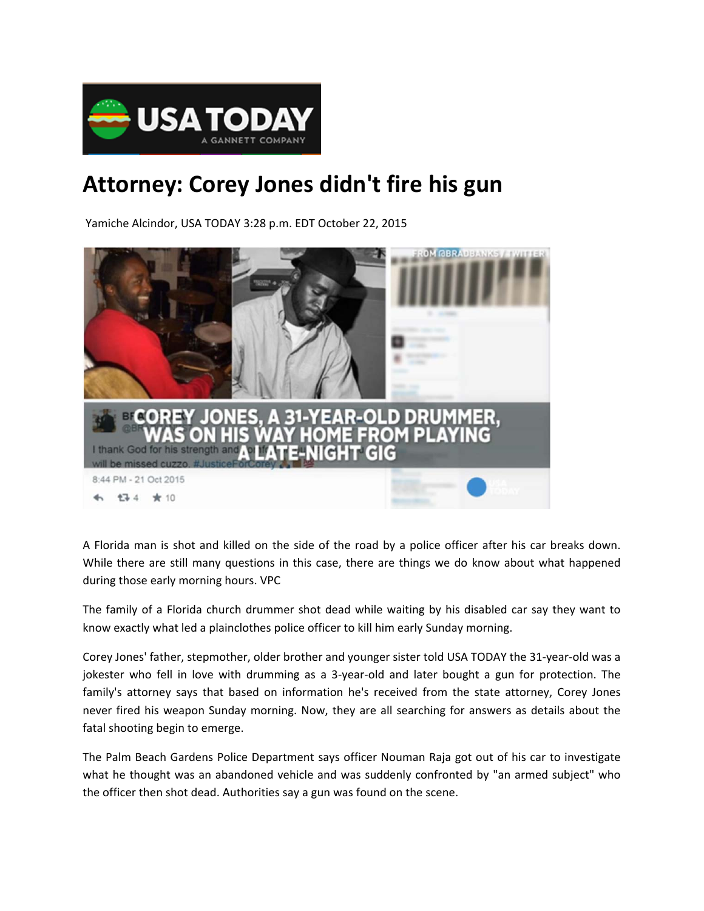# Attorney: Corey Jones didn't fire his gun

Yamiche Alcindor, USA TODAY 3:28 p.m. EDT October 22, 2015

A Florida man is shot and killed on the side of the road by a police officer after his car breaks down. While there are still many questions in this case, there are things we do know about what happened during those early morning hours. VPC

The family of a Florida church drummer shot dead while waiting by his disabled car say they want to know exactly what led a plainclothes police officer to kill him early Sunday morning.

Corey Jones' father, stepmother, older brother and younger sister told USA TODAY the 31-year-old was a jokester who fell in love with drumming as a 3-year-old and later bought a gun for protection. The family's attorney says that based on information he's received from the state attorney, Corey Jones never fired his weapon Sunday morning. Now, they are all searching for answers as details about the fatal shooting begin to emerge.

The Palm Beach Gardens Police Department says officer Nouman Raja got out of his car to investigate what he thought was an abandoned vehicle and was suddenly confronted by "an armed subject" who the officer then shot dead. Authorities say a gun was found on the scene.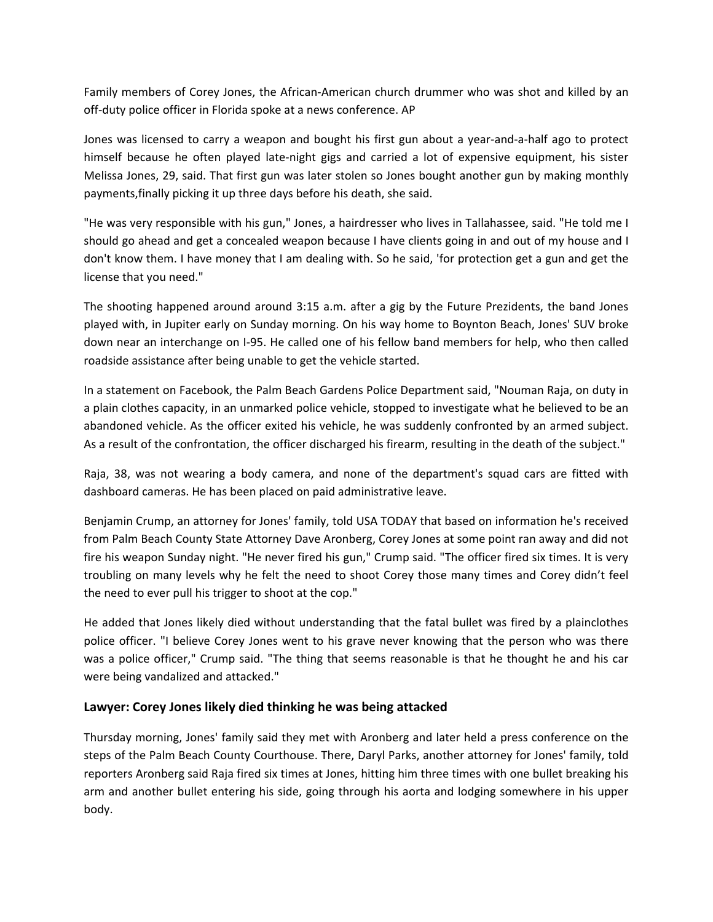Family members of Corey Jones, the African-American church drummer who was shot and killed by an off-duty police officer in Florida spoke at a news conference. AP

Jones was licensed to carry a weapon and bought his first gun about a year-and-a-half ago to protect himself because he often played late-night gigs and carried a lot of expensive equipment, his sister Melissa Jones, 29, said. That first gun was later stolen so Jones bought another gun by making monthly payments,finally picking it up three days before his death, she said.

"He was very responsible with his gun," Jones, a hairdresser who lives in Tallahassee, said. "He told me I should go ahead and get a concealed weapon because I have clients going in and out of my house and I don't know them. I have money that I am dealing with. So he said, 'for protection get a gun and get the license that you need."

The shooting happened around around 3:15 a.m. after a gig by the Future Prezidents, the band Jones played with, in Jupiter early on Sunday morning. On his way home to Boynton Beach, Jones' SUV broke down near an interchange on I-95. He called one of his fellow band members for help, who then called roadside assistance after being unable to get the vehicle started.

In a statement on Facebook, the Palm Beach Gardens Police Department said, "Nouman Raja, on duty in a plain clothes capacity, in an unmarked police vehicle, stopped to investigate what he believed to be an abandoned vehicle. As the officer exited his vehicle, he was suddenly confronted by an armed subject. As a result of the confrontation, the officer discharged his firearm, resulting in the death of the subject."

Raja, 38, was not wearing a body camera, and none of the department's squad cars are fitted with dashboard cameras. He has been placed on paid administrative leave.

Benjamin Crump, an attorney for Jones' family, told USA TODAY that based on information he's received from Palm Beach County State Attorney Dave Aronberg, Corey Jones at some point ran away and did not fire his weapon Sunday night. "He never fired his gun," Crump said. "The officer fired six times. It is very troubling on many levels why he felt the need to shoot Corey those many times and Corey didn't feel the need to ever pull his trigger to shoot at the cop."

He added that Jones likely died without understanding that the fatal bullet was fired by a plainclothes police officer. "I believe Corey Jones went to his grave never knowing that the person who was there was a police officer," Crump said. "The thing that seems reasonable is that he thought he and his car were being vandalized and attacked."

### Lawyer: Corey Jones likely died thinking he was being attacked

Thursday morning, Jones' family said they met with Aronberg and later held a press conference on the steps of the Palm Beach County Courthouse. There, Daryl Parks, another attorney for Jones' family, told reporters Aronberg said Raja fired six times at Jones, hitting him three times with one bullet breaking his arm and another bullet entering his side, going through his aorta and lodging somewhere in his upper body.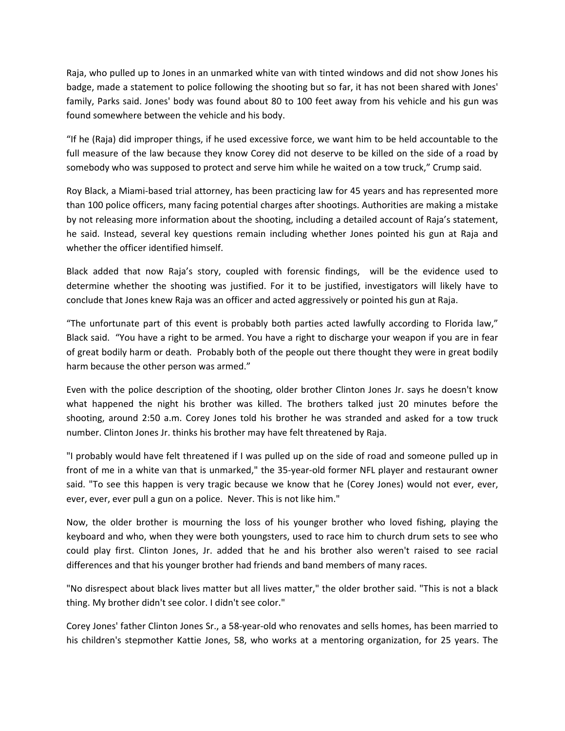Raja, who pulled up to Jones in an unmarked white van with tinted windows and did not show Jones his badge, made a statement to police following the shooting but so far, it has not been shared with Jones' family, Parks said. Jones' body was found about 80 to 100 feet away from his vehicle and his gun was found somewhere between the vehicle and his body.

"If he (Raja) did improper things, if he used excessive force, we want him to be held accountable to the full measure of the law because they know Corey did not deserve to be killed on the side of a road by somebody who was supposed to protect and serve him while he waited on a tow truck," Crump said.

Roy Black, a Miami-based trial attorney, has been practicing law for 45 years and has represented more than 100 police officers, many facing potential charges after shootings. Authorities are making a mistake by not releasing more information about the shooting, including a detailed account of Raja's statement, he said. Instead, several key questions remain including whether Jones pointed his gun at Raja and whether the officer identified himself.

Black added that now Raja's story, coupled with forensic findings, will be the evidence used to determine whether the shooting was justified. For it to be justified, investigators will likely have to conclude that Jones knew Raja was an officer and acted aggressively or pointed his gun at Raja.

"The unfortunate part of this event is probably both parties acted lawfully according to Florida law," Black said. "You have a right to be armed. You have a right to discharge your weapon if you are in fear of great bodily harm or death. Probably both of the people out there thought they were in great bodily harm because the other person was armed."

Even with the police description of the shooting, older brother Clinton Jones Jr. says he doesn't know what happened the night his brother was killed. The brothers talked just 20 minutes before the shooting, around 2:50 a.m. Corey Jones told his brother he was stranded and asked for a tow truck number. Clinton Jones Jr. thinks his brother may have felt threatened by Raja.

"I probably would have felt threatened if I was pulled up on the side of road and someone pulled up in front of me in a white van that is unmarked," the 35-year-old former NFL player and restaurant owner said. "To see this happen is very tragic because we know that he (Corey Jones) would not ever, ever, ever, ever, ever pull a gun on a police. Never. This is not like him."

Now, the older brother is mourning the loss of his younger brother who loved fishing, playing the keyboard and who, when they were both youngsters, used to race him to church drum sets to see who could play first. Clinton Jones, Jr. added that he and his brother also weren't raised to see racial differences and that his younger brother had friends and band members of many races.

"No disrespect about black lives matter but all lives matter," the older brother said. "This is not a black thing. My brother didn't see color. I didn't see color."

Corey Jones' father Clinton Jones Sr., a 58-year-old who renovates and sells homes, has been married to his children's stepmother Kattie Jones, 58, who works at a mentoring organization, for 25 years. The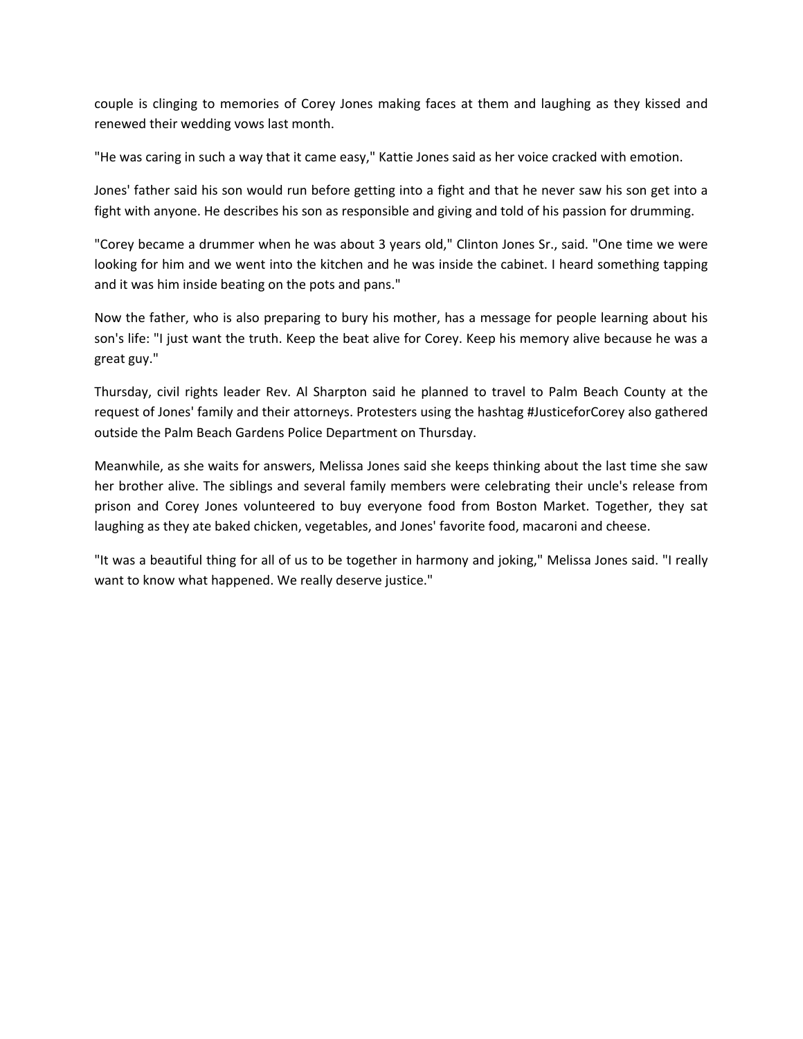couple is clinging to memories of Corey Jones making faces at them and laughing as they kissed and renewed their wedding vows last month.

"He was caring in such a way that it came easy," Kattie Jones said as her voice cracked with emotion.

Jones' father said his son would run before getting into a fight and that he never saw his son get into a fight with anyone. He describes his son as responsible and giving and told of his passion for drumming.

"Corey became a drummer when he was about 3 years old," Clinton Jones Sr., said. "One time we were looking for him and we went into the kitchen and he was inside the cabinet. I heard something tapping and it was him inside beating on the pots and pans."

Now the father, who is also preparing to bury his mother, has a message for people learning about his son's life: "I just want the truth. Keep the beat alive for Corey. Keep his memory alive because he was a great guy."

Thursday, civil rights leader Rev. Al Sharpton said he planned to travel to Palm Beach County at the request of Jones' family and their attorneys. Protesters using the hashtag #JusticeforCorey also gathered outside the Palm Beach Gardens Police Department on Thursday.

Meanwhile, as she waits for answers, Melissa Jones said she keeps thinking about the last time she saw her brother alive. The siblings and several family members were celebrating their uncle's release from prison and Corey Jones volunteered to buy everyone food from Boston Market. Together, they sat laughing as they ate baked chicken, vegetables, and Jones' favorite food, macaroni and cheese.

"It was a beautiful thing for all of us to be together in harmony and joking," Melissa Jones said. "I really want to know what happened. We really deserve justice."